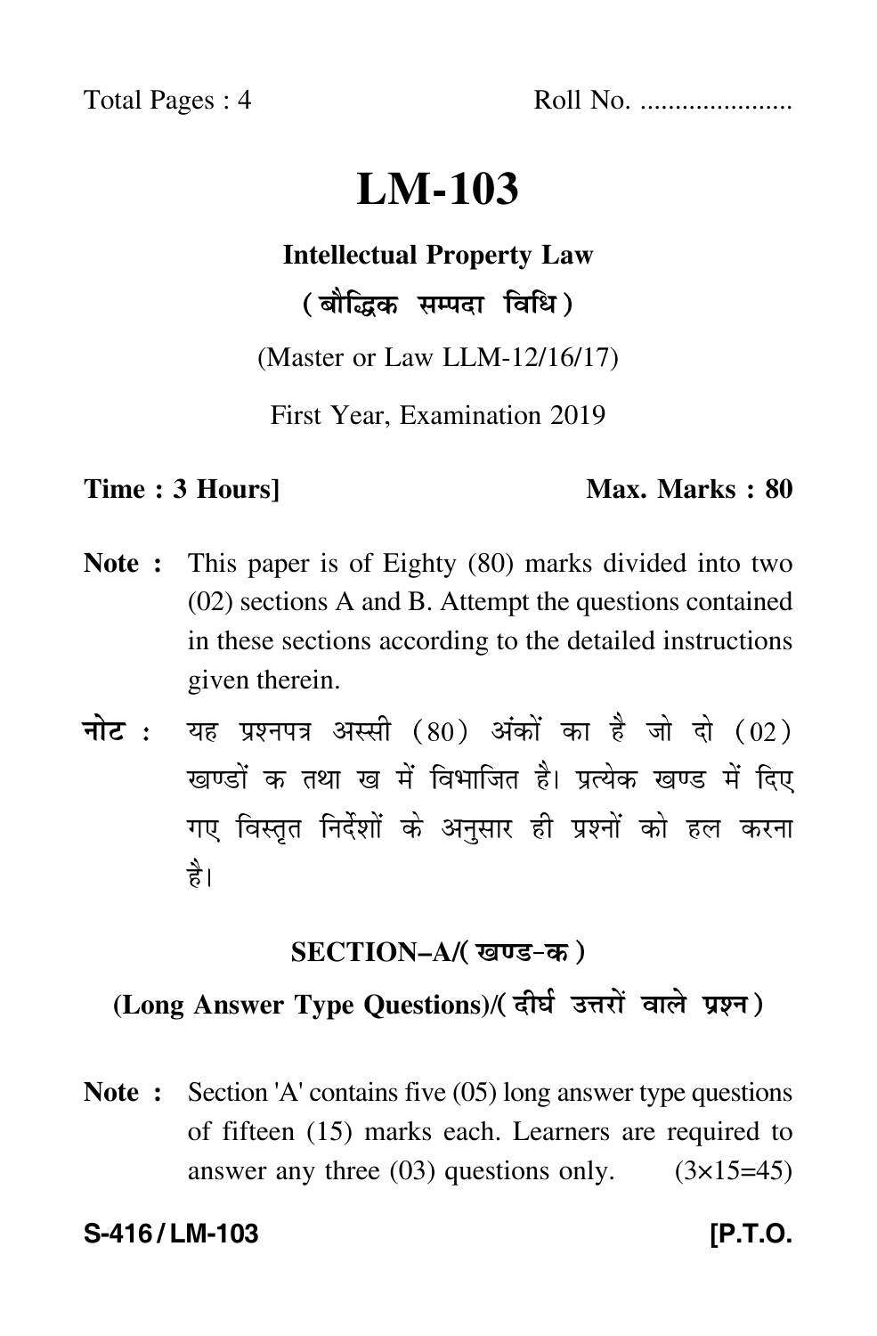Total Pages : 4 Roll No. .....................

# LM-103

**Intellectual Property Law**

**(बौद्धिक सम्पदा विधि)**

(Master or Law LLM-12/16/17)

First Year, Examination 2019

**Time : 3 Hours]** **Max. Marks : 80**

**Note :** This paper is of Eighty (80) marks divided into two (02) sections A and B. Attempt the questions contained in these sections according to the detailed instructions given therein.

**नोट :** यह प्रश्नपत्र अस्सी (80) अंकों का है जो दो (02) खण्डों क तथा ख में विभाजित है। प्रत्येक खण्ड में दिए गए विस्तृत निर्देशों के अनुसार ही प्रश्नों को हल करना है।

## SECTION–A/(खण्ड-क)

### (Long Answer Type Questions)/(दीर्घ उत्तरों वाले प्रश्न)

**Note :** Section 'A' contains five (05) long answer type questions of fifteen (15) marks each. Learners are required to answer any three (03) questions only. (3×15=45)

**S-416 / LM-103** **[P.T.O.**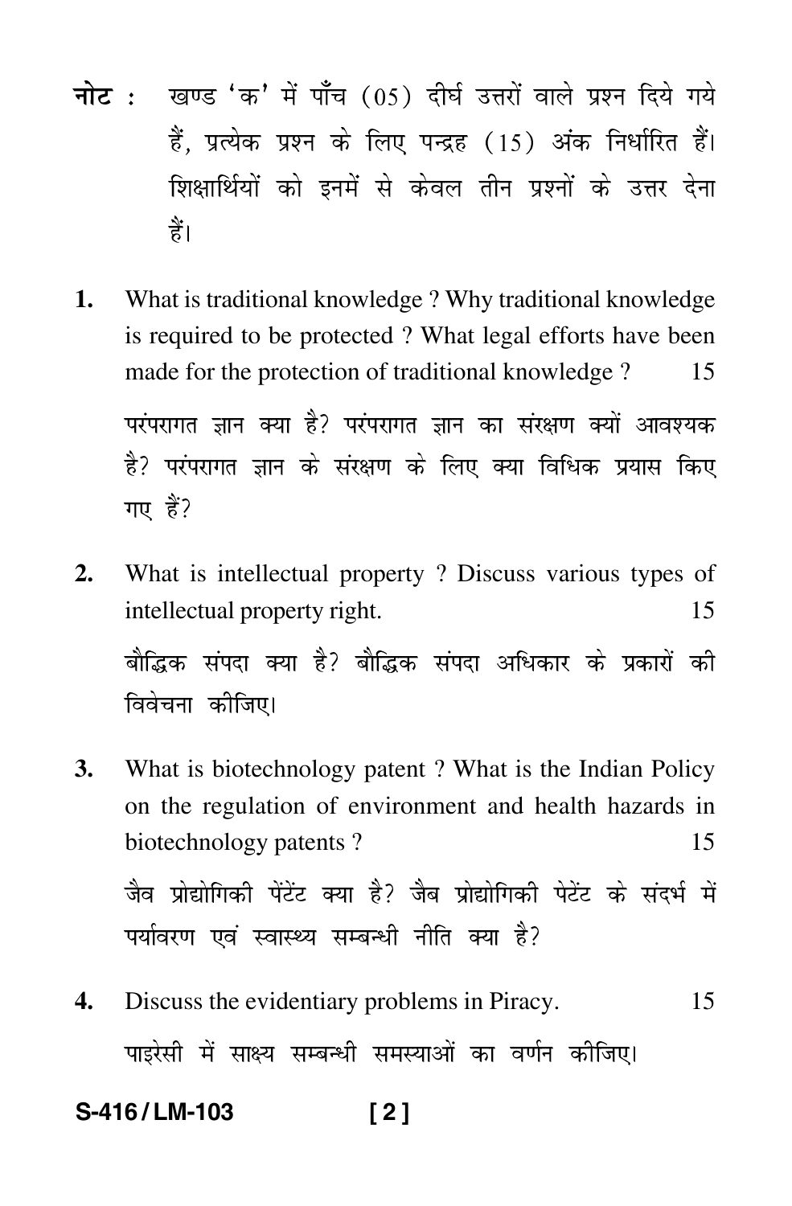**नोट :** खण्ड 'क' में पाँच (05) दीर्घ उत्तरों वाले प्रश्न दिये गये हैं, प्रत्येक प्रश्न के लिए पन्द्रह (15) अंक निर्धारित हैं। शिक्षार्थियों को इनमें से केवल तीन प्रश्नों के उत्तर देना हैं।

**1.** What is traditional knowledge ? Why traditional knowledge is required to be protected ? What legal efforts have been made for the protection of traditional knowledge ? 15

परंपरागत ज्ञान क्या है? परंपरागत ज्ञान का संरक्षण क्यों आवश्यक है? परंपरागत ज्ञान के संरक्षण के लिए क्या विधिक प्रयास किए गए हैं?

**2.** What is intellectual property ? Discuss various types of intellectual property right. 15

बौद्धिक संपदा क्या है? बौद्धिक संपदा अधिकार के प्रकारों की विवेचना कीजिए।

**3.** What is biotechnology patent ? What is the Indian Policy on the regulation of environment and health hazards in biotechnology patents ? 15

जैव प्रोद्योगिकी पेंटेंट क्या है? जैब प्रोद्योगिकी पेटेंट के संदर्भ में पर्यावरण एवं स्वास्थ्य सम्बन्धी नीति क्या है?

**4.** Discuss the evidentiary problems in Piracy. 15

पाइरेसी में साक्ष्य सम्बन्धी समस्याओं का वर्णन कीजिए।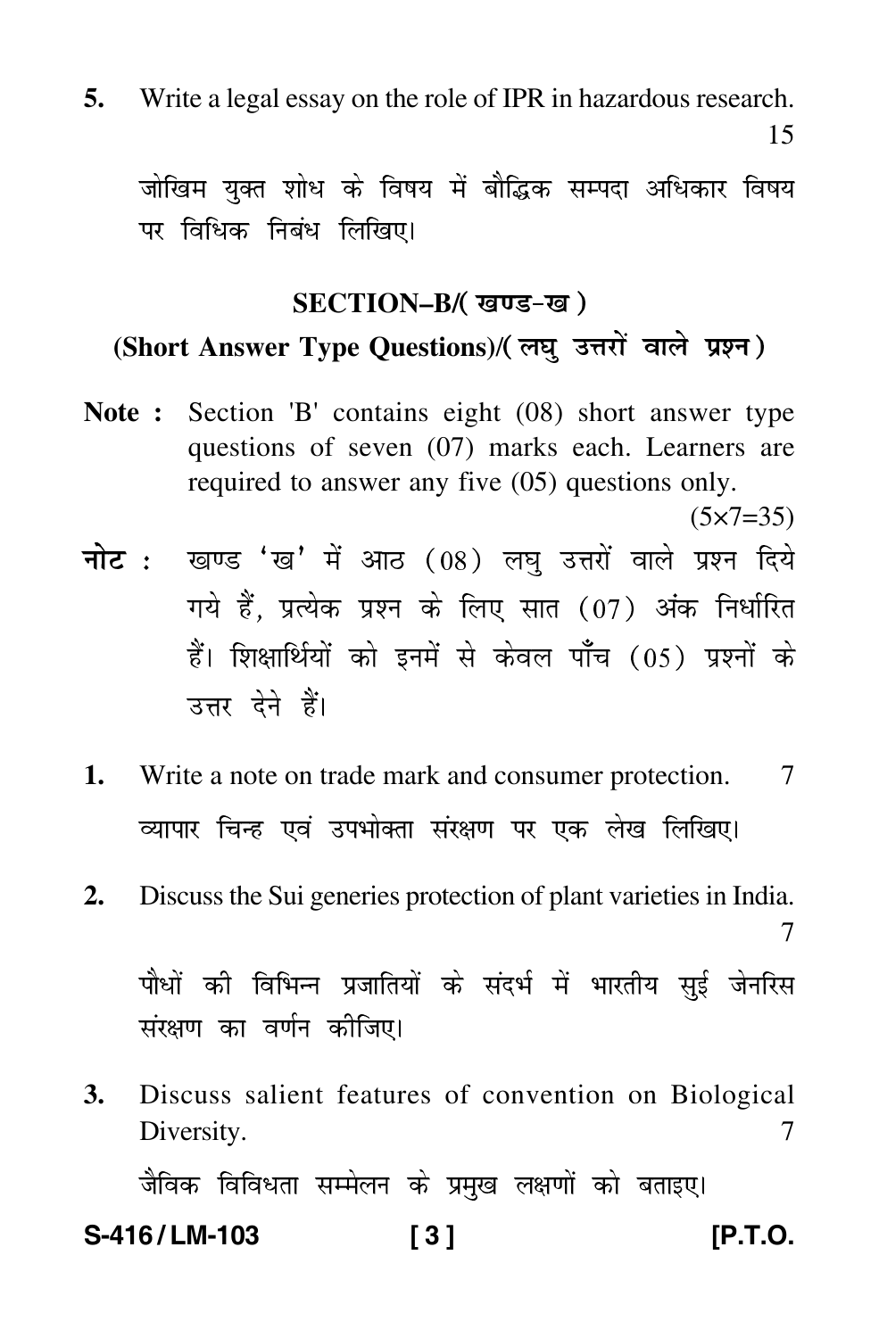5. Write a legal essay on the role of IPR in hazardous research. 15

जोखिम युक्त शोध के विषय में बौद्धिक सम्पदा अधिकार विषय पर विधिक निबंध लिखिए।

## SECTION–B/( खण्ड-ख )

### (Short Answer Type Questions)/( लघु उत्तरों वाले प्रश्न )

**Note :** Section 'B' contains eight (08) short answer type questions of seven (07) marks each. Learners are required to answer any five (05) questions only. (5×7=35)

**नोट :** खण्ड 'ख' में आठ (08) लघु उत्तरों वाले प्रश्न दिये गये हैं, प्रत्येक प्रश्न के लिए सात (07) अंक निर्धारित हैं। शिक्षार्थियों को इनमें से केवल पाँच (05) प्रश्नों के उत्तर देने हैं।

1. Write a note on trade mark and consumer protection. 7

   व्यापार चिन्ह एवं उपभोक्ता संरक्षण पर एक लेख लिखिए।

2. Discuss the Sui generies protection of plant varieties in India. 7

   पौधों की विभिन्न प्रजातियों के संदर्भ में भारतीय सुई जेनरिस संरक्षण का वर्णन कीजिए।

3. Discuss salient features of convention on Biological Diversity. 7

   जैविक विविधता सम्मेलन के प्रमुख लक्षणों को बताइए।

S-416 / LM-103 [P.T.O.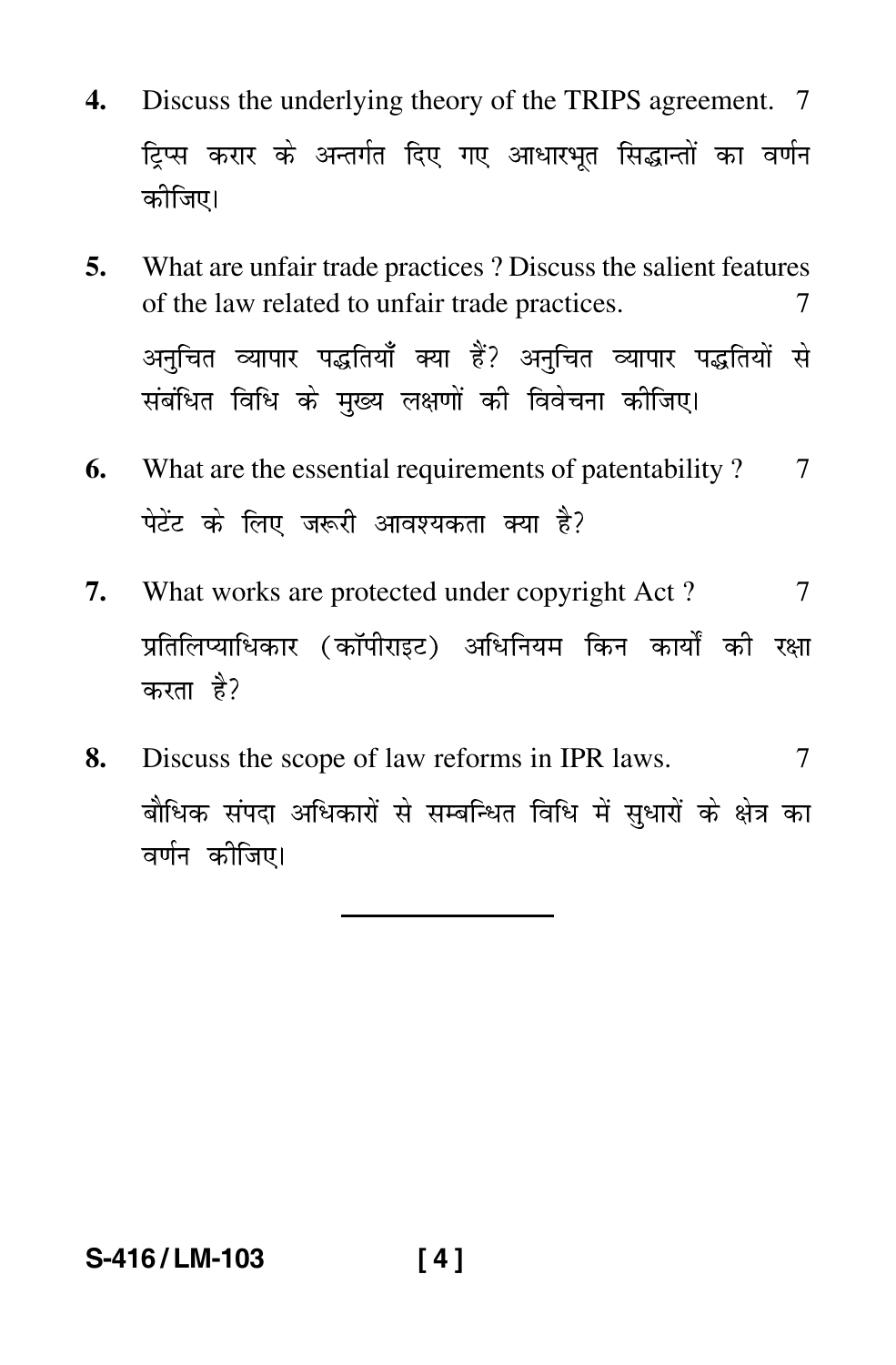**4.** Discuss the underlying theory of the TRIPS agreement. 7

ट्रिप्स करार के अन्तर्गत दिए गए आधारभूत सिद्धान्तों का वर्णन कीजिए।

**5.** What are unfair trade practices ? Discuss the salient features of the law related to unfair trade practices. 7

अनुचित व्यापार पद्धतियाँ क्या हैं? अनुचित व्यापार पद्धतियों से संबंधित विधि के मुख्य लक्षणों की विवेचना कीजिए।

**6.** What are the essential requirements of patentability ? 7

पेटेंट के लिए जरूरी आवश्यकता क्या है?

**7.** What works are protected under copyright Act ? 7

प्रतिलिप्याधिकार (कॉपीराइट) अधिनियम किन कार्यों की रक्षा करता है?

**8.** Discuss the scope of law reforms in IPR laws. 7

बौधिक संपदा अधिकारों से सम्बन्धित विधि में सुधारों के क्षेत्र का वर्णन कीजिए।

---

S-416 / LM-103